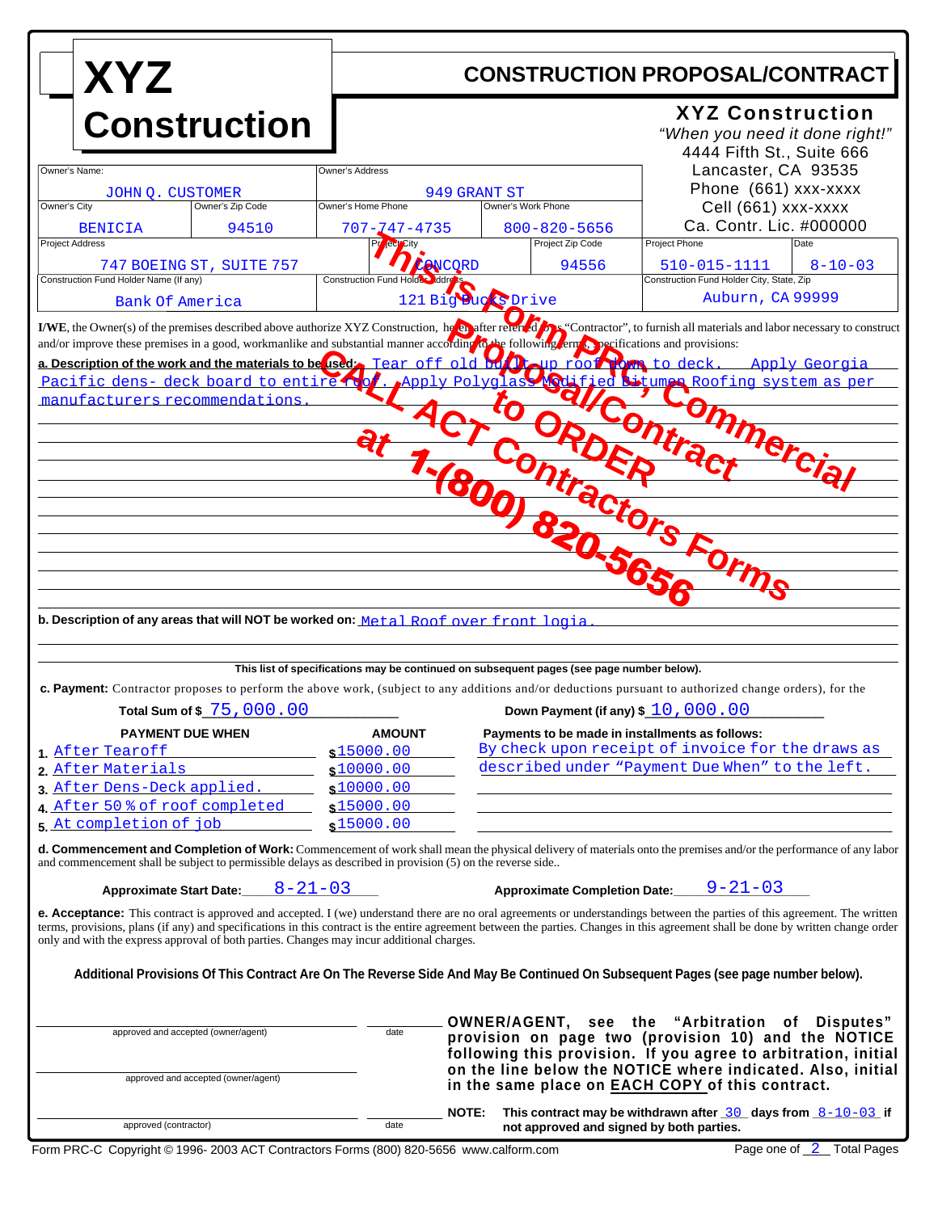# XYZ Construction

## CONSTRUCTION PROPOSAL/CONTRACT

**XYZ Construction**
*"When you need it done right!"*
4444 Fifth St., Suite 666
Lancaster, CA 93535
Phone (661) xxx-xxxx
Cell (661) xxx-xxxx
Ca. Contr. Lic. #000000

| Owner's Name: | | Owner's Address | |
|---|---|---|---|
| JOHN Q. CUSTOMER | | 949 GRANT ST | |
| **Owner's City** | **Owner's Zip Code** | **Owner's Home Phone** | **Owner's Work Phone** |
| BENICIA | 94510 | 707-747-4735 | 800-820-5656 |

| Project Address | Project City | Project Zip Code | Project Phone | Date |
|---|---|---|---|---|
| 747 BOEING ST, SUITE 757 | CONCORD | 94556 | 510-015-1111 | 8-10-03 |

| Construction Fund Holder Name (If any) | Construction Fund Holder Address | Construction Fund Holder City, State, Zip |
|---|---|---|
| Bank Of America | 121 Big Bucks Drive | Auburn, CA 99999 |

This is Form PRC, Commercial Proposal/Contract
CALL ACT Contractors Forms to ORDER at 1-(800) 820-5656

**I/WE**, the Owner(s) of the premises described above authorize XYZ Construction, hereinafter referred to as "Contractor", to furnish all materials and labor necessary to construct and/or improve these premises in a good, workmanlike and substantial manner according to the following terms, specifications and provisions:

**a. Description of the work and the materials to be used:** Tear off old built-up roof down to deck. Apply Georgia Pacific dens- deck board to entire roof. Apply Polyglass Modified Bitumen Roofing system as per manufacturers recommendations.

**b. Description of any areas that will NOT be worked on:** Metal Roof over front logia.

**This list of specifications may be continued on subsequent pages (see page number below).**

**c. Payment:** Contractor proposes to perform the above work, (subject to any additions and/or deductions pursuant to authorized change orders), for the

**Total Sum of $** 75,000.00 **Down Payment (if any) $** 10,000.00

| PAYMENT DUE WHEN | AMOUNT |
|---|---|
| 1. After Tearoff | $15000.00 |
| 2. After Materials | $10000.00 |
| 3. After Dens-Deck applied. | $10000.00 |
| 4. After 50% of roof completed | $15000.00 |
| 5. At completion of job | $15000.00 |

**Payments to be made in installments as follows:**
By check upon receipt of invoice for the draws as described under "Payment Due When" to the left.

**d. Commencement and Completion of Work:** Commencement of work shall mean the physical delivery of materials onto the premises and/or the performance of any labor and commencement shall be subject to permissible delays as described in provision (5) on the reverse side..

**Approximate Start Date:** 8-21-03 **Approximate Completion Date:** 9-21-03

**e. Acceptance:** This contract is approved and accepted. I (we) understand there are no oral agreements or understandings between the parties of this agreement. The written terms, provisions, plans (if any) and specifications in this contract is the entire agreement between the parties. Changes in this agreement shall be done by written change order only and with the express approval of both parties. Changes may incur additional charges.

**Additional Provisions Of This Contract Are On The Reverse Side And May Be Continued On Subsequent Pages (see page number below).**

______________________ approved and accepted (owner/agent) ______ date

______________________ approved and accepted (owner/agent)

______________________ approved (contractor) ______ date

**OWNER/AGENT, see the "Arbitration of Disputes" provision on page two (provision 10) and the NOTICE following this provision. If you agree to arbitration, initial on the line below the NOTICE where indicated. Also, initial in the same place on EACH COPY of this contract.**

**NOTE:** **This contract may be withdrawn after** 30 **days from** 8-10-03 **if not approved and signed by both parties.**

Form PRC-C Copyright © 1996- 2003 ACT Contractors Forms (800) 820-5656 www.calform.com — Page one of 2 Total Pages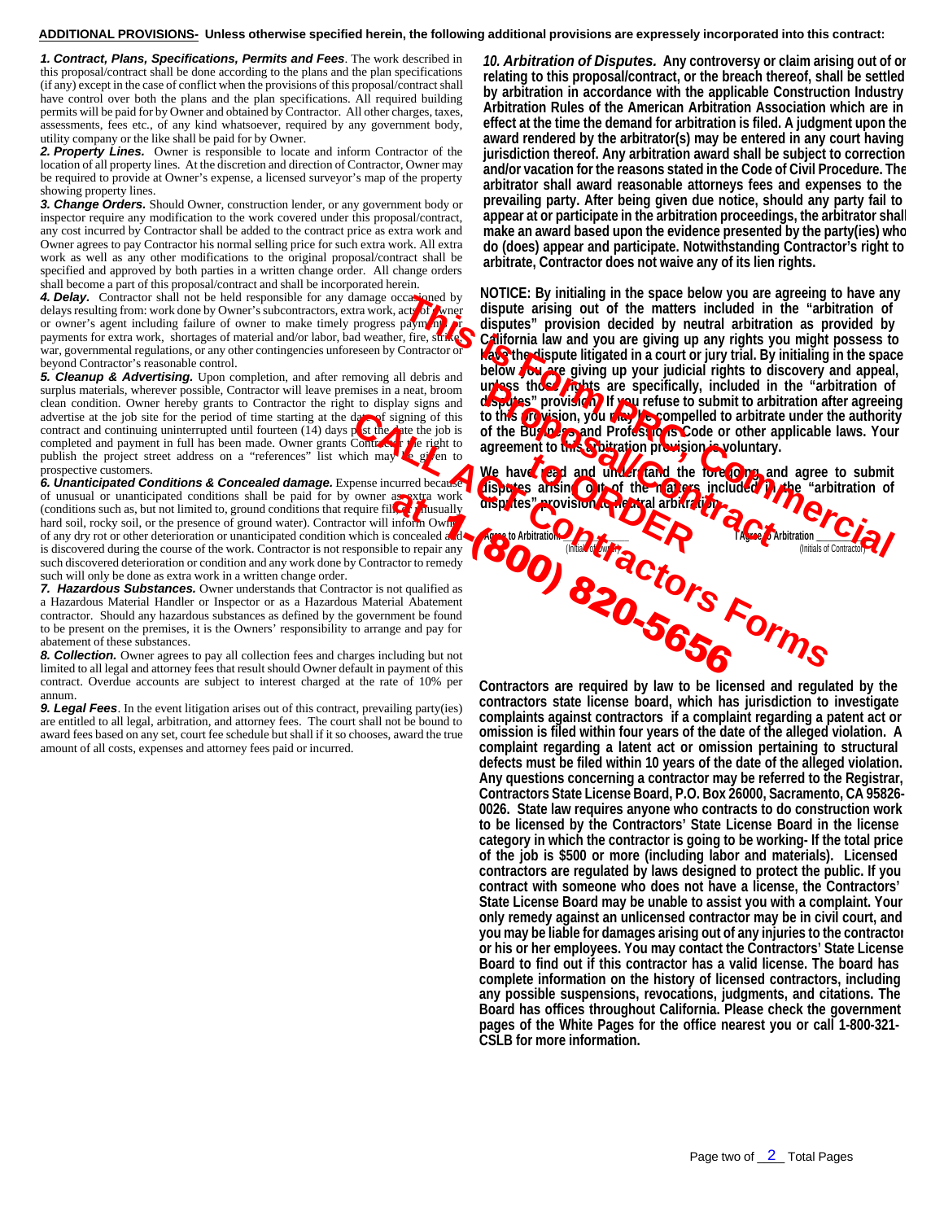**ADDITIONAL PROVISIONS- Unless otherwise specified herein, the following additional provisions are expressely incorporated into this contract:**

***1. Contract, Plans, Specifications, Permits and Fees***. The work described in this proposal/contract shall be done according to the plans and the plan specifications (if any) except in the case of conflict when the provisions of this proposal/contract shall have control over both the plans and the plan specifications. All required building permits will be paid for by Owner and obtained by Contractor. All other charges, taxes, assessments, fees etc., of any kind whatsoever, required by any government body, utility company or the like shall be paid for by Owner.

***2. Property Lines.*** Owner is responsible to locate and inform Contractor of the location of all property lines. At the discretion and direction of Contractor, Owner may be required to provide at Owner's expense, a licensed surveyor's map of the property showing property lines.

***3. Change Orders.*** Should Owner, construction lender, or any government body or inspector require any modification to the work covered under this proposal/contract, any cost incurred by Contractor shall be added to the contract price as extra work and Owner agrees to pay Contractor his normal selling price for such extra work. All extra work as well as any other modifications to the original proposal/contract shall be specified and approved by both parties in a written change order. All change orders shall become a part of this proposal/contract and shall be incorporated herein.

***4. Delay.*** Contractor shall not be held responsible for any damage occasioned by delays resulting from: work done by Owner's subcontractors, extra work, acts of Owner or owner's agent including failure of owner to make timely progress payments or payments for extra work, shortages of material and/or labor, bad weather, fire, strike, war, governmental regulations, or any other contingencies unforeseen by Contractor or beyond Contractor's reasonable control.

***5. Cleanup & Advertising.*** Upon completion, and after removing all debris and surplus materials, wherever possible, Contractor will leave premises in a neat, broom clean condition. Owner hereby grants to Contractor the right to display signs and advertise at the job site for the period of time starting at the date of signing of this contract and continuing uninterrupted until fourteen (14) days past the date the job is completed and payment in full has been made. Owner grants Contractor the right to publish the project street address on a "references" list which may be given to prospective customers.

***6. Unanticipated Conditions & Concealed damage.*** Expense incurred because of unusual or unanticipated conditions shall be paid for by owner as extra work (conditions such as, but not limited to, ground conditions that require fill, unusually hard soil, rocky soil, or the presence of ground water). Contractor will inform Owner of any dry rot or other deterioration or unanticipated condition which is concealed and is discovered during the course of the work. Contractor is not responsible to repair any such discovered deterioration or condition and any work done by Contractor to remedy such will only be done as extra work in a written change order.

***7. Hazardous Substances.*** Owner understands that Contractor is not qualified as a Hazardous Material Handler or Inspector or as a Hazardous Material Abatement contractor. Should any hazardous substances as defined by the government be found to be present on the premises, it is the Owners' responsibility to arrange and pay for abatement of these substances.

***8. Collection.*** Owner agrees to pay all collection fees and charges including but not limited to all legal and attorney fees that result should Owner default in payment of this contract. Overdue accounts are subject to interest charged at the rate of 10% per annum.

***9. Legal Fees***. In the event litigation arises out of this contract, prevailing party(ies) are entitled to all legal, arbitration, and attorney fees. The court shall not be bound to award fees based on any set, court fee schedule but shall if it so chooses, award the true amount of all costs, expenses and attorney fees paid or incurred.

***10. Arbitration of Disputes.*** **Any controversy or claim arising out of or relating to this proposal/contract, or the breach thereof, shall be settled by arbitration in accordance with the applicable Construction Industry Arbitration Rules of the American Arbitration Association which are in effect at the time the demand for arbitration is filed. A judgment upon the award rendered by the arbitrator(s) may be entered in any court having jurisdiction thereof. Any arbitration award shall be subject to correction and/or vacation for the reasons stated in the Code of Civil Procedure. The arbitrator shall award reasonable attorneys fees and expenses to the prevailing party. After being given due notice, should any party fail to appear at or participate in the arbitration proceedings, the arbitrator shall make an award based upon the evidence presented by the party(ies) who do (does) appear and participate. Notwithstanding Contractor's right to arbitrate, Contractor does not waive any of its lien rights.**

**NOTICE: By initialing in the space below you are agreeing to have any dispute arising out of the matters included in the "arbitration of disputes" provision decided by neutral arbitration as provided by California law and you are giving up any rights you might possess to have the dispute litigated in a court or jury trial. By initialing in the space below you are giving up your judicial rights to discovery and appeal, unless those rights are specifically, included in the "arbitration of disputes" provision. If you refuse to submit to arbitration after agreeing to this provision, you may be compelled to arbitrate under the authority of the Business and Professions Code or other applicable laws. Your agreement to this arbitration provision is voluntary.**

**We have read and understand the foregoing and agree to submit disputes arising out of the matters included in the "arbitration of disputes" provision to neutral arbitration.**

**I Agree to Arbitration** ____________ (Initials of Owner)  **I Agree to Arbitration** ____________ (Initials of Contractor)

This is Form PRC, Commercial Proposal/Contract
CALL ACT to ORDER at 1-(800) 820-5656 Contractors Forms

**Contractors are required by law to be licensed and regulated by the contractors state license board, which has jurisdiction to investigate complaints against contractors if a complaint regarding a patent act or omission is filed within four years of the date of the alleged violation. A complaint regarding a latent act or omission pertaining to structural defects must be filed within 10 years of the date of the alleged violation. Any questions concerning a contractor may be referred to the Registrar, Contractors State License Board, P.O. Box 26000, Sacramento, CA 95826-0026. State law requires anyone who contracts to do construction work to be licensed by the Contractors' State License Board in the license category in which the contractor is going to be working- If the total price of the job is $500 or more (including labor and materials). Licensed contractors are regulated by laws designed to protect the public. If you contract with someone who does not have a license, the Contractors' State License Board may be unable to assist you with a complaint. Your only remedy against an unlicensed contractor may be in civil court, and you may be liable for damages arising out of any injuries to the contractor or his or her employees. You may contact the Contractors' State License Board to find out if this contractor has a valid license. The board has complete information on the history of licensed contractors, including any possible suspensions, revocations, judgments, and citations. The Board has offices throughout California. Please check the government pages of the White Pages for the office nearest you or call 1-800-321-CSLB for more information.**

Page two of 2 Total Pages